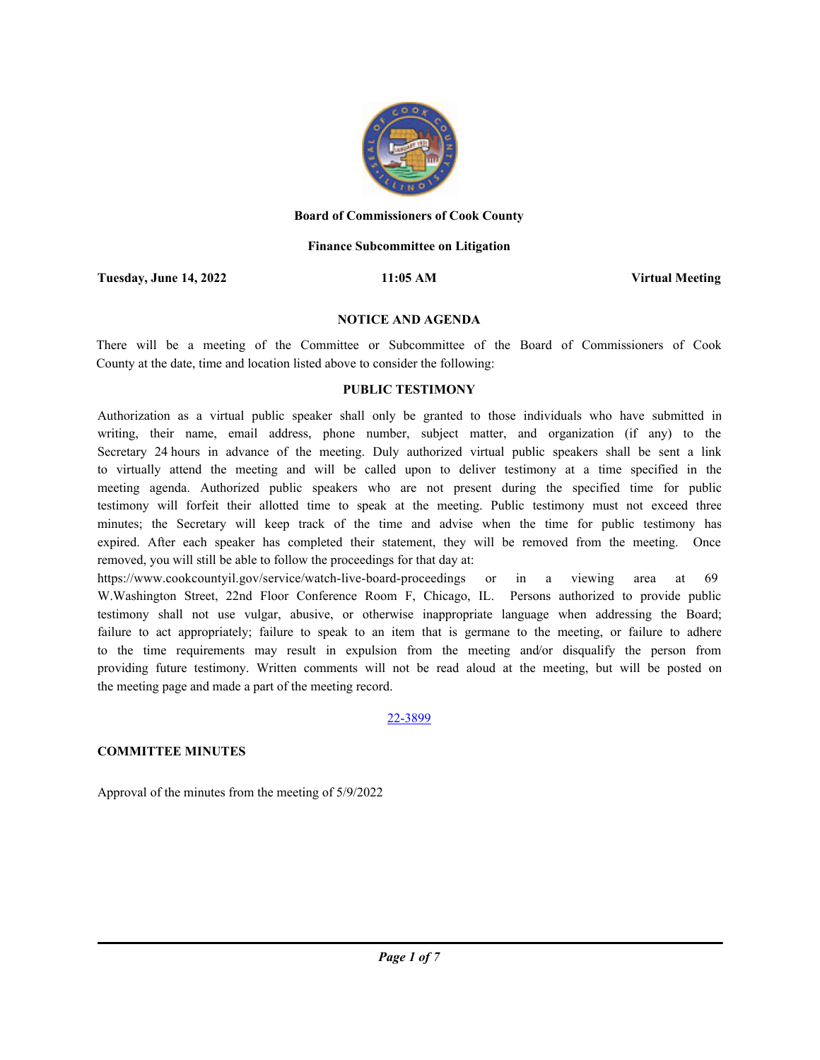**Board of Commissioners of Cook County**

**Finance Subcommittee on Litigation**

**Tuesday, June 14, 2022** **11:05 AM** **Virtual Meeting**

**NOTICE AND AGENDA**

There will be a meeting of the Committee or Subcommittee of the Board of Commissioners of Cook County at the date, time and location listed above to consider the following:

**PUBLIC TESTIMONY**

Authorization as a virtual public speaker shall only be granted to those individuals who have submitted in writing, their name, email address, phone number, subject matter, and organization (if any) to the Secretary 24 hours in advance of the meeting. Duly authorized virtual public speakers shall be sent a link to virtually attend the meeting and will be called upon to deliver testimony at a time specified in the meeting agenda. Authorized public speakers who are not present during the specified time for public testimony will forfeit their allotted time to speak at the meeting. Public testimony must not exceed three minutes; the Secretary will keep track of the time and advise when the time for public testimony has expired. After each speaker has completed their statement, they will be removed from the meeting. Once removed, you will still be able to follow the proceedings for that day at: https://www.cookcountyil.gov/service/watch-live-board-proceedings or in a viewing area at 69 W.Washington Street, 22nd Floor Conference Room F, Chicago, IL. Persons authorized to provide public testimony shall not use vulgar, abusive, or otherwise inappropriate language when addressing the Board; failure to act appropriately; failure to speak to an item that is germane to the meeting, or failure to adhere to the time requirements may result in expulsion from the meeting and/or disqualify the person from providing future testimony. Written comments will not be read aloud at the meeting, but will be posted on the meeting page and made a part of the meeting record.

22-3899

**COMMITTEE MINUTES**

Approval of the minutes from the meeting of 5/9/2022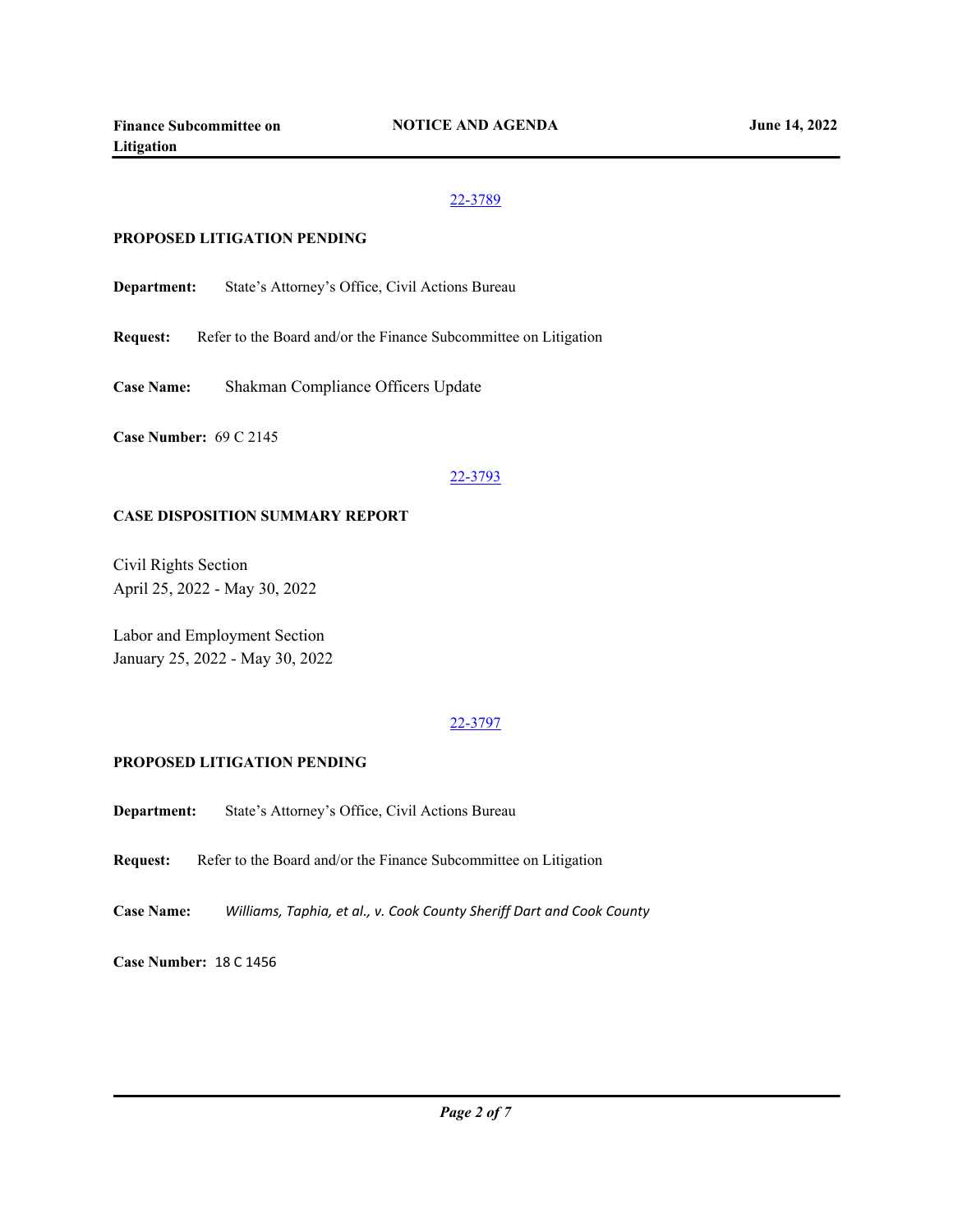[22-3789](22-3789)

**PROPOSED LITIGATION PENDING**

**Department:** State's Attorney's Office, Civil Actions Bureau

**Request:** Refer to the Board and/or the Finance Subcommittee on Litigation

**Case Name:** Shakman Compliance Officers Update

**Case Number:** 69 C 2145

[22-3793](22-3793)

**CASE DISPOSITION SUMMARY REPORT**

Civil Rights Section
April 25, 2022 - May 30, 2022

Labor and Employment Section
January 25, 2022 - May 30, 2022

[22-3797](22-3797)

**PROPOSED LITIGATION PENDING**

**Department:** State's Attorney's Office, Civil Actions Bureau

**Request:** Refer to the Board and/or the Finance Subcommittee on Litigation

**Case Name:** *Williams, Taphia, et al., v. Cook County Sheriff Dart and Cook County*

**Case Number:** 18 C 1456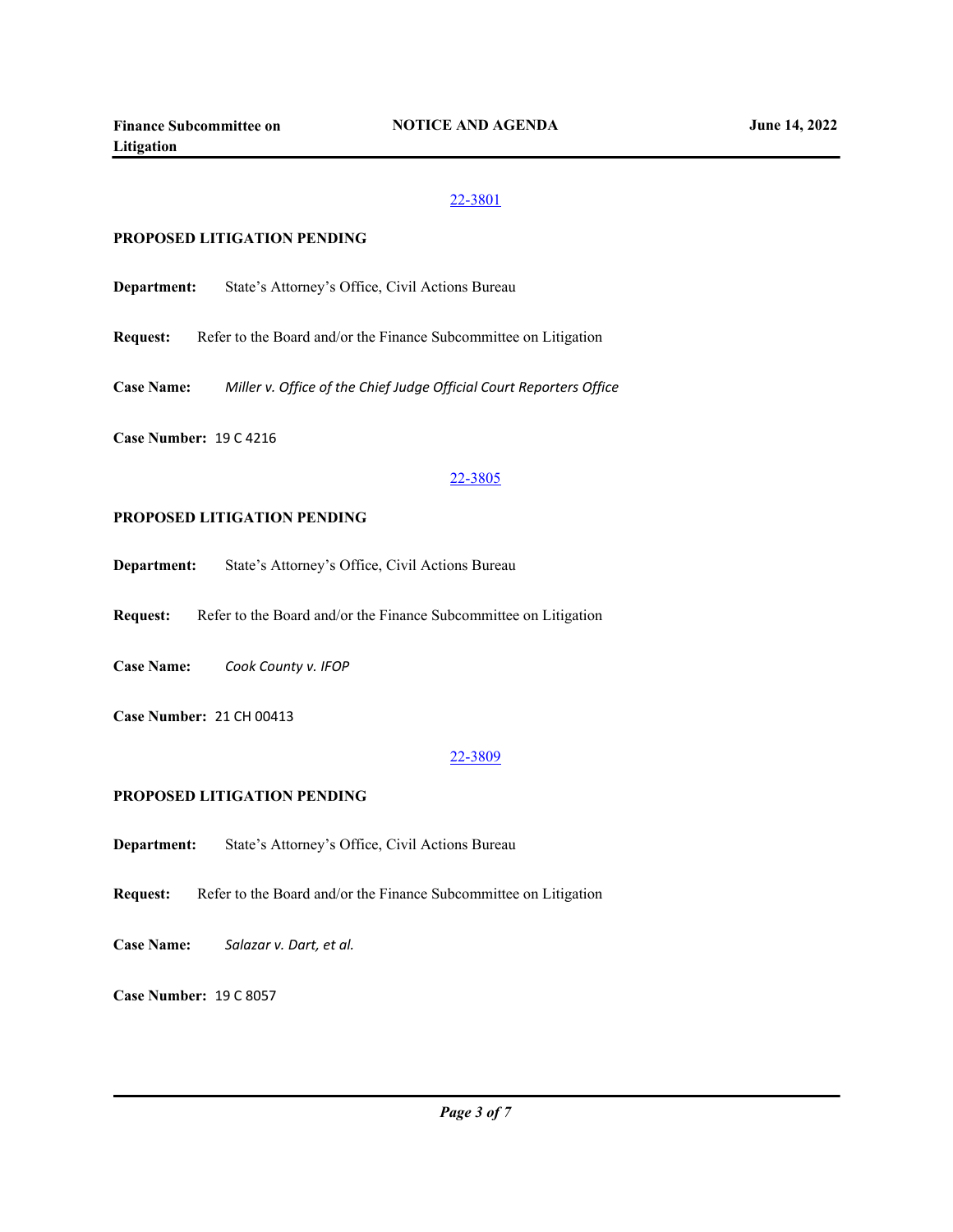[22-3801](22-3801)

**PROPOSED LITIGATION PENDING**

**Department:** State's Attorney's Office, Civil Actions Bureau

**Request:** Refer to the Board and/or the Finance Subcommittee on Litigation

**Case Name:** *Miller v. Office of the Chief Judge Official Court Reporters Office*

**Case Number:** 19 C 4216

[22-3805](22-3805)

**PROPOSED LITIGATION PENDING**

**Department:** State's Attorney's Office, Civil Actions Bureau

**Request:** Refer to the Board and/or the Finance Subcommittee on Litigation

**Case Name:** *Cook County v. IFOP*

**Case Number:** 21 CH 00413

[22-3809](22-3809)

**PROPOSED LITIGATION PENDING**

**Department:** State's Attorney's Office, Civil Actions Bureau

**Request:** Refer to the Board and/or the Finance Subcommittee on Litigation

**Case Name:** *Salazar v. Dart, et al.*

**Case Number:** 19 C 8057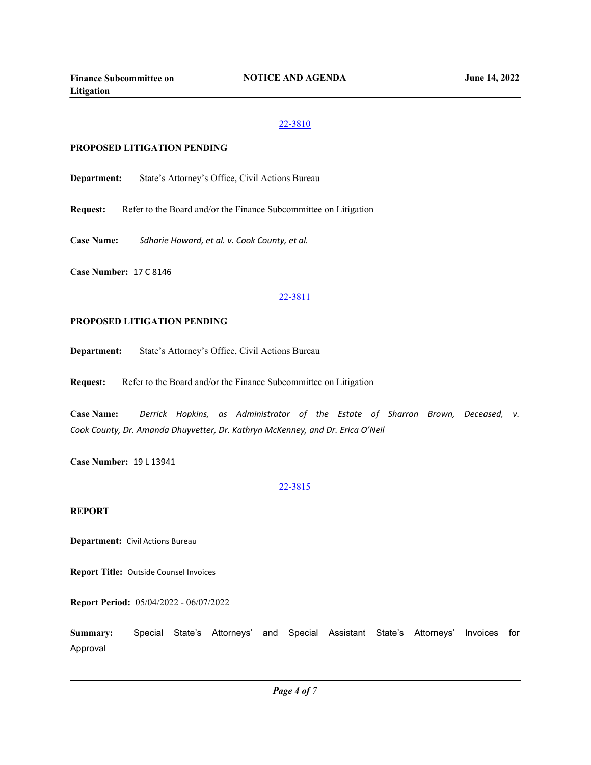22-3810

**PROPOSED LITIGATION PENDING**

**Department:** State's Attorney's Office, Civil Actions Bureau

**Request:** Refer to the Board and/or the Finance Subcommittee on Litigation

**Case Name:** *Sdharie Howard, et al. v. Cook County, et al.*

**Case Number:** 17 C 8146

22-3811

**PROPOSED LITIGATION PENDING**

**Department:** State's Attorney's Office, Civil Actions Bureau

**Request:** Refer to the Board and/or the Finance Subcommittee on Litigation

**Case Name:** *Derrick Hopkins, as Administrator of the Estate of Sharron Brown, Deceased, v. Cook County, Dr. Amanda Dhuyvetter, Dr. Kathryn McKenney, and Dr. Erica O'Neil*

**Case Number:** 19 L 13941

22-3815

**REPORT**

**Department:** Civil Actions Bureau

**Report Title:** Outside Counsel Invoices

**Report Period:** 05/04/2022 - 06/07/2022

**Summary:** Special State's Attorneys' and Special Assistant State's Attorneys' Invoices for Approval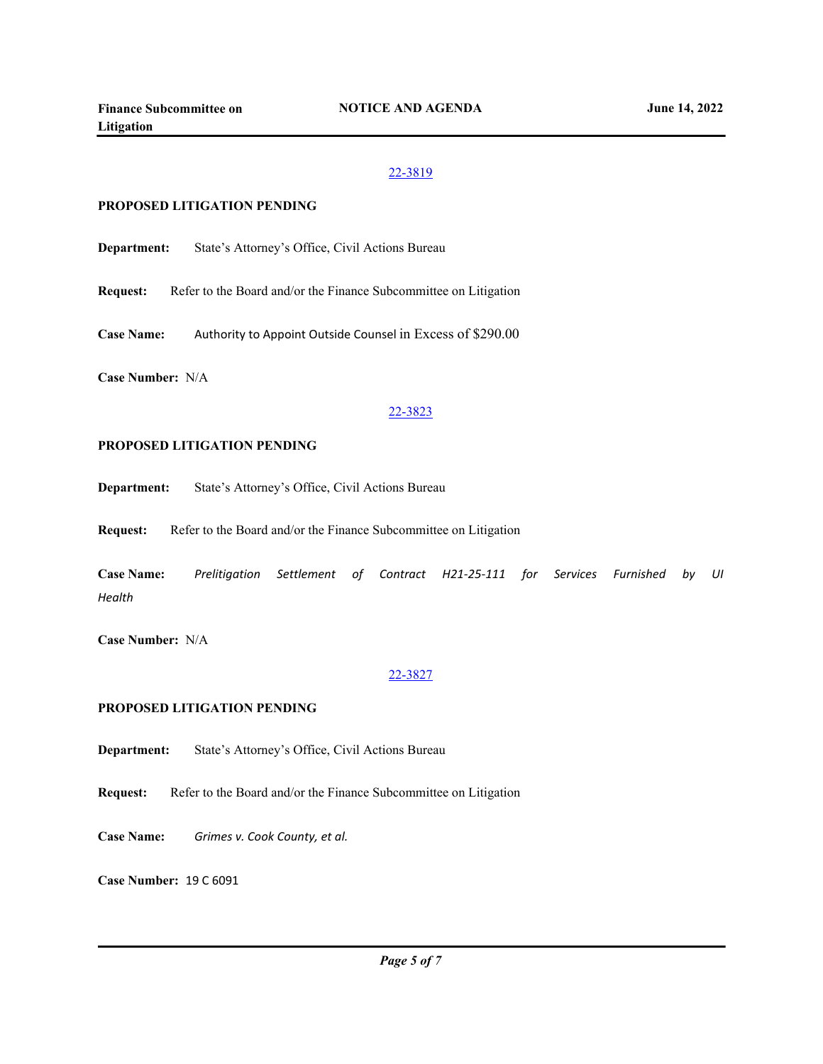22-3819

**PROPOSED LITIGATION PENDING**

**Department:** State's Attorney's Office, Civil Actions Bureau

**Request:** Refer to the Board and/or the Finance Subcommittee on Litigation

**Case Name:** Authority to Appoint Outside Counsel in Excess of $290.00

**Case Number:** N/A

22-3823

**PROPOSED LITIGATION PENDING**

**Department:** State's Attorney's Office, Civil Actions Bureau

**Request:** Refer to the Board and/or the Finance Subcommittee on Litigation

**Case Name:** *Prelitigation Settlement of Contract H21-25-111 for Services Furnished by UI Health*

**Case Number:** N/A

22-3827

**PROPOSED LITIGATION PENDING**

**Department:** State's Attorney's Office, Civil Actions Bureau

**Request:** Refer to the Board and/or the Finance Subcommittee on Litigation

**Case Name:** *Grimes v. Cook County, et al.*

**Case Number:** 19 C 6091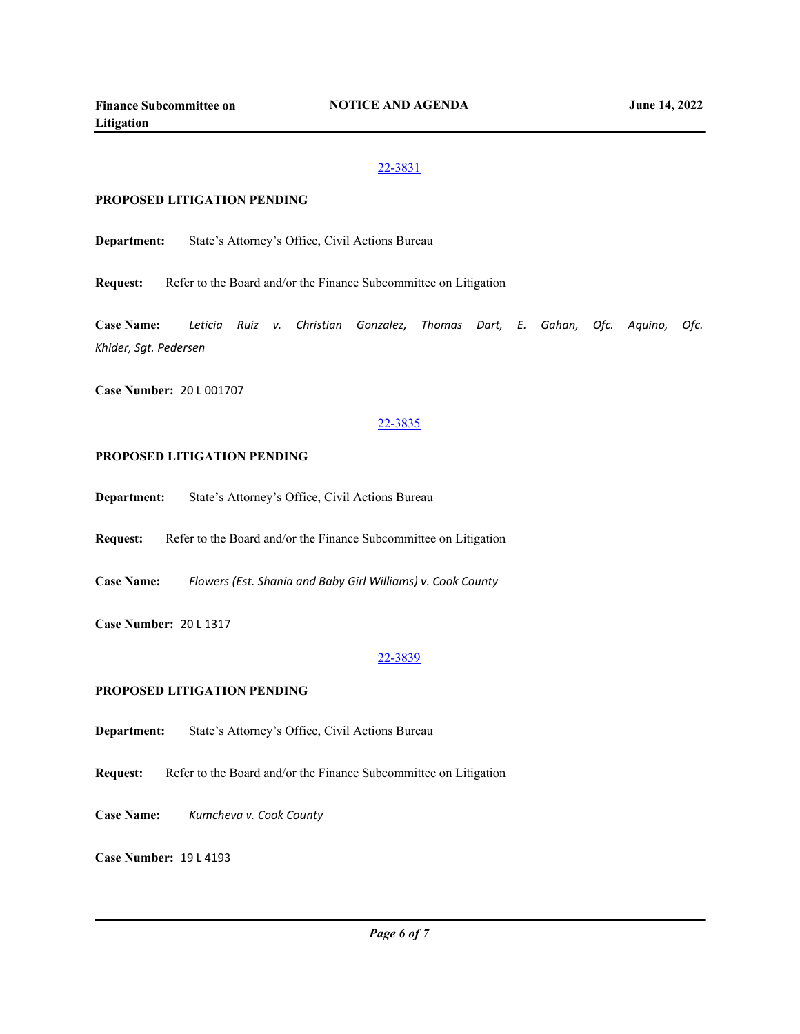22-3831

**PROPOSED LITIGATION PENDING**

**Department:** State's Attorney's Office, Civil Actions Bureau

**Request:** Refer to the Board and/or the Finance Subcommittee on Litigation

**Case Name:** *Leticia Ruiz v. Christian Gonzalez, Thomas Dart, E. Gahan, Ofc. Aquino, Ofc. Khider, Sgt. Pedersen*

**Case Number:** 20 L 001707

22-3835

**PROPOSED LITIGATION PENDING**

**Department:** State's Attorney's Office, Civil Actions Bureau

**Request:** Refer to the Board and/or the Finance Subcommittee on Litigation

**Case Name:** *Flowers (Est. Shania and Baby Girl Williams) v. Cook County*

**Case Number:** 20 L 1317

22-3839

**PROPOSED LITIGATION PENDING**

**Department:** State's Attorney's Office, Civil Actions Bureau

**Request:** Refer to the Board and/or the Finance Subcommittee on Litigation

**Case Name:** *Kumcheva v. Cook County*

**Case Number:** 19 L 4193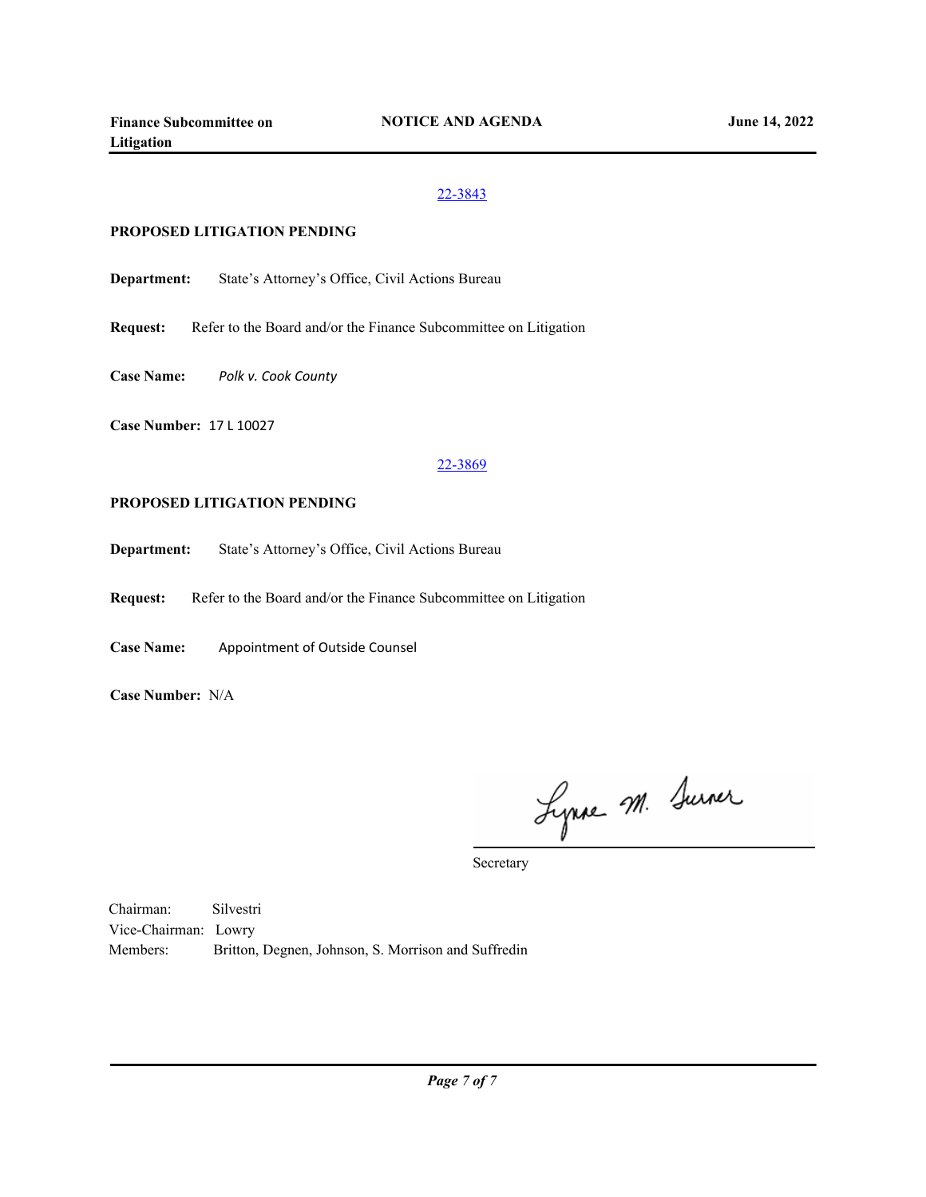22-3843

**PROPOSED LITIGATION PENDING**

**Department:** State's Attorney's Office, Civil Actions Bureau

**Request:** Refer to the Board and/or the Finance Subcommittee on Litigation

**Case Name:** *Polk v. Cook County*

**Case Number:** 17 L 10027

22-3869

**PROPOSED LITIGATION PENDING**

**Department:** State's Attorney's Office, Civil Actions Bureau

**Request:** Refer to the Board and/or the Finance Subcommittee on Litigation

**Case Name:** Appointment of Outside Counsel

**Case Number:** N/A

Lynne M. Turner

Secretary

Chairman: Silvestri
Vice-Chairman: Lowry
Members: Britton, Degnen, Johnson, S. Morrison and Suffredin